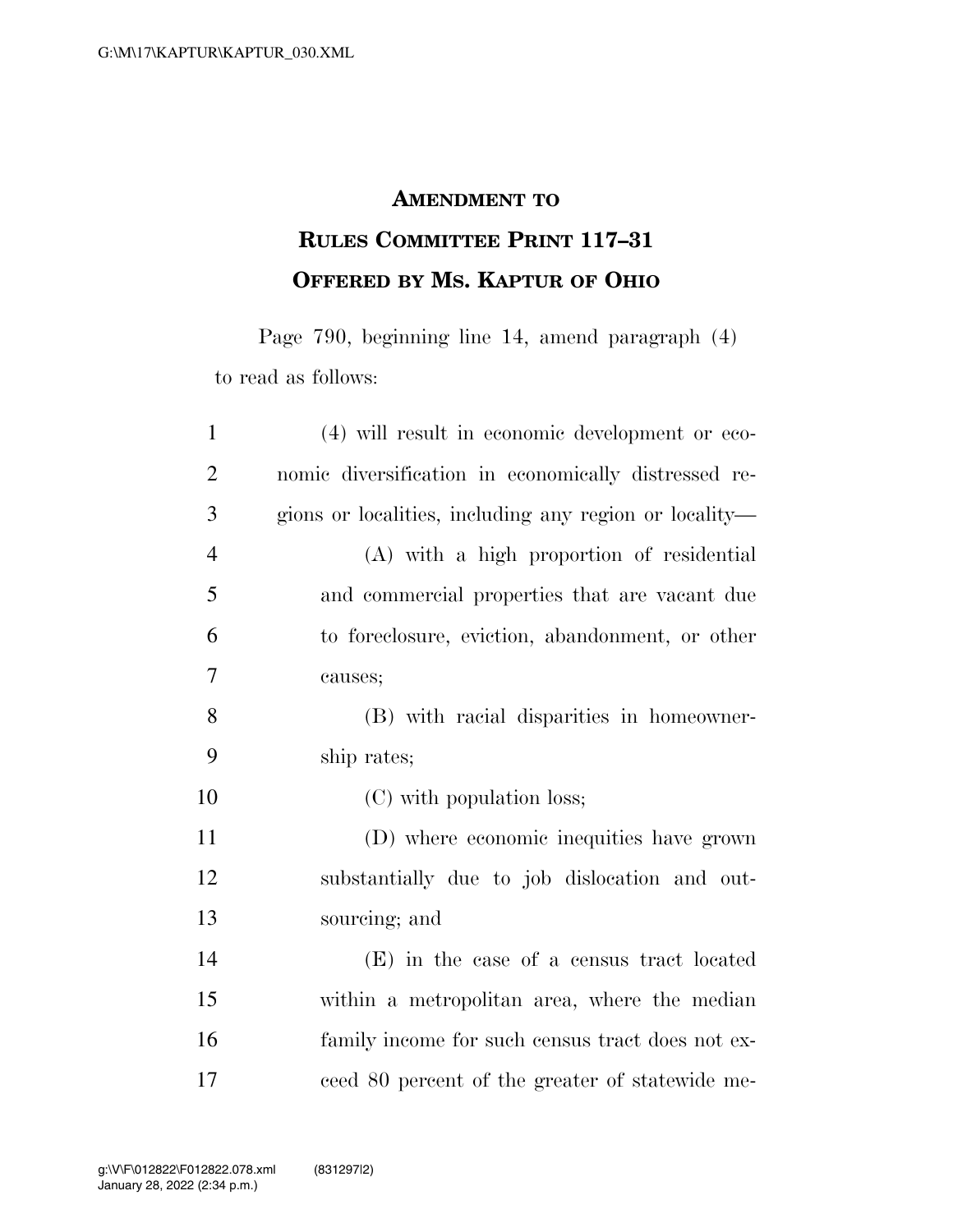# AMENDMENT TO RULES COMMITTEE PRINT 117–31 OFFERED BY MS. KAPTUR OF OHIO

Page 790, beginning line 14, amend paragraph (4) to read as follows:

(4) will result in economic development or economic diversification in economically distressed regions or localities, including any region or locality—

(A) with a high proportion of residential and commercial properties that are vacant due to foreclosure, eviction, abandonment, or other causes;

(B) with racial disparities in homeownership rates;

(C) with population loss;

(D) where economic inequities have grown substantially due to job dislocation and outsourcing; and

(E) in the case of a census tract located within a metropolitan area, where the median family income for such census tract does not exceed 80 percent of the greater of statewide me-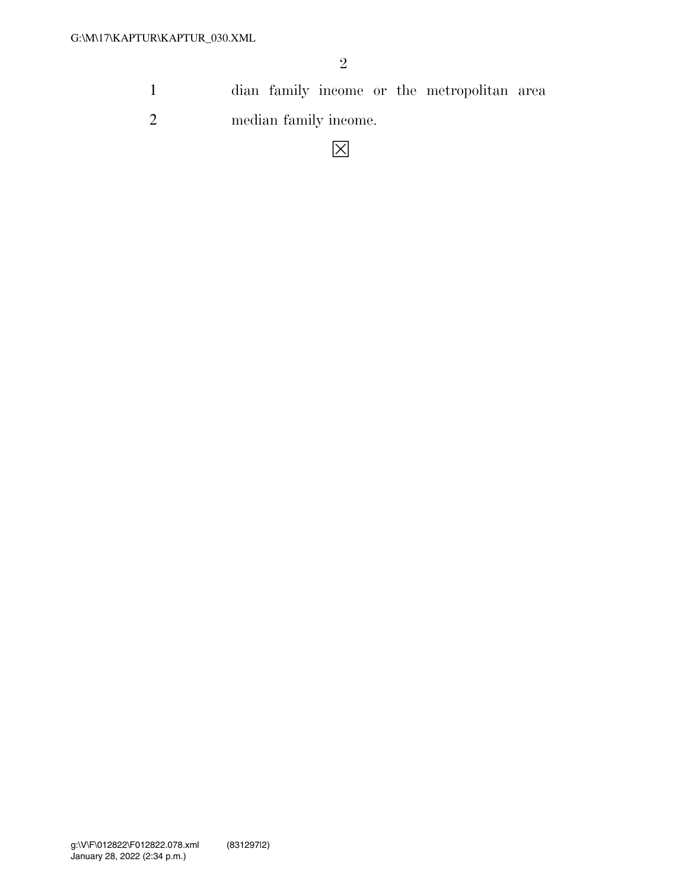dian family income or the metropolitan area median family income.